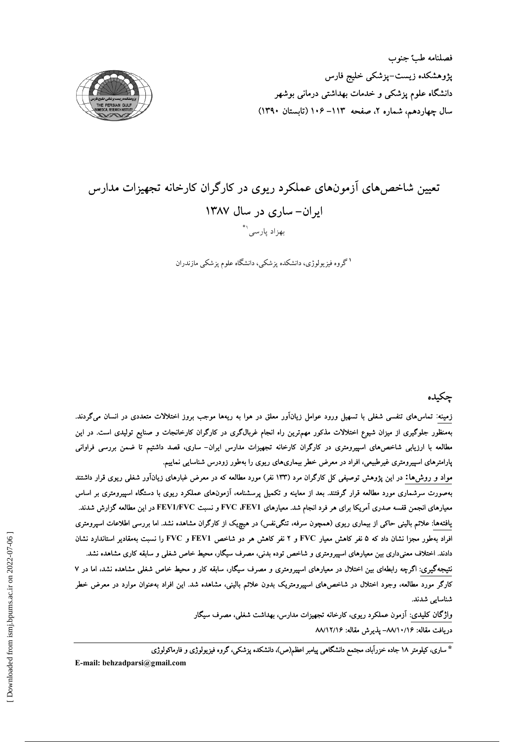فصلنامه طبّ جنوب
پژوهشکده زیست-پزشکی خلیج فارس
دانشگاه علوم پزشکی و خدمات بهداشتی درمانی بوشهر
سال چهاردهم، شماره ۲، صفحه ۱۱۳- ۱۰۶ (تابستان ۱۳۹۰)

# تعیین شاخص‌های آزمون‌های عملکرد ریوی در کارگران کارخانه تجهیزات مدارس ایران- ساری در سال ۱۳۸۷

بهزاد پارسی[1]*

[1] گروه فیزیولوژی، دانشکده پزشکی، دانشگاه علوم پزشکی مازندران

## چکیده

زمینه: تماس‌های تنفسی شغلی با تسهیل ورود عوامل زیان‌آور معلق در هوا به ریه‌ها موجب بروز اختلالات متعددی در انسان می‌گردند. به‌منظور جلوگیری از میزان شیوع اختلالات مذکور مهم‌ترین راه انجام غربال‌گری در کارگران کارخانجات و صنایع تولیدی است. در این مطالعه با ارزیابی شاخص‌های اسپیرومتری در کارگران کارخانه تجهیزات مدارس ایران- ساری، قصد داشتیم تا ضمن بررسی فراوانی پارامترهای اسپیرومتری غیرطبیعی، افراد در معرض خطر بیماری‌های ریوی را به‌طور زودرس شناسایی نماییم.

مواد و روش‌ها: در این پژوهش توصیفی کل کارگران مرد (۱۳۳ نفر) مورد مطالعه که در معرض غبارهای زیان‌آور شغلی ریوی قرار داشتند به‌صورت سرشماری مورد مطالعه قرار گرفتند. بعد از معاینه و تکمیل پرسشنامه، آزمون‌های عملکرد ریوی با دستگاه اسپیرومتری بر اساس معیارهای انجمن قفسه صدری آمریکا برای هر فرد انجام شد. معیارهای FEV1، FVC و نسبت FEV1/FVC در این مطالعه گزارش شدند.

یافته‌ها: علائم بالینی حاکی از بیماری ریوی (همچون سرفه، تنگی‌نفس) در هیچ‌یک از کارگران مشاهده نشد. اما بررسی اطلاعات اسپیرومتری افراد به‌طور مجزا نشان داد که ۵ نفر کاهش معیار FVC و ۲ نفر کاهش هر دو شاخص FEV1 و FVC را نسبت به‌مقادیر استاندارد نشان دادند. اختلاف معنی‌داری بین معیارهای اسپیرومتری و شاخص توده بدنی، مصرف سیگار، محیط خاص شغلی و سابقه کاری مشاهده نشد.

نتیجه‌گیری: اگرچه رابطه‌ای بین اختلال در معیارهای اسپیرومتری و مصرف سیگار، سابقه کار و محیط خاص شغلی مشاهده نشد، اما در ۷ کارگر مورد مطالعه، وجود اختلال در شاخص‌های اسپیرومتریک بدون علائم بالینی، مشاهده شد. این افراد به‌عنوان موارد در معرض خطر شناسایی شدند.

واژگان کلیدی: آزمون عملکرد ریوی، کارخانه تجهیزات مدارس، بهداشت شغلی، مصرف سیگار

دریافت مقاله: ۸۸/۱۰/۱۶- پذیرش مقاله: ۸۸/۱۲/۱۶

* ساری، کیلومتر ۱۸ جاده خزرآباد، مجتمع دانشگاهی پیامبر اعظم(ص)، دانشکده پزشکی، گروه فیزیولوژی و فارماکولوژی

E-mail: behzadparsi@gmail.com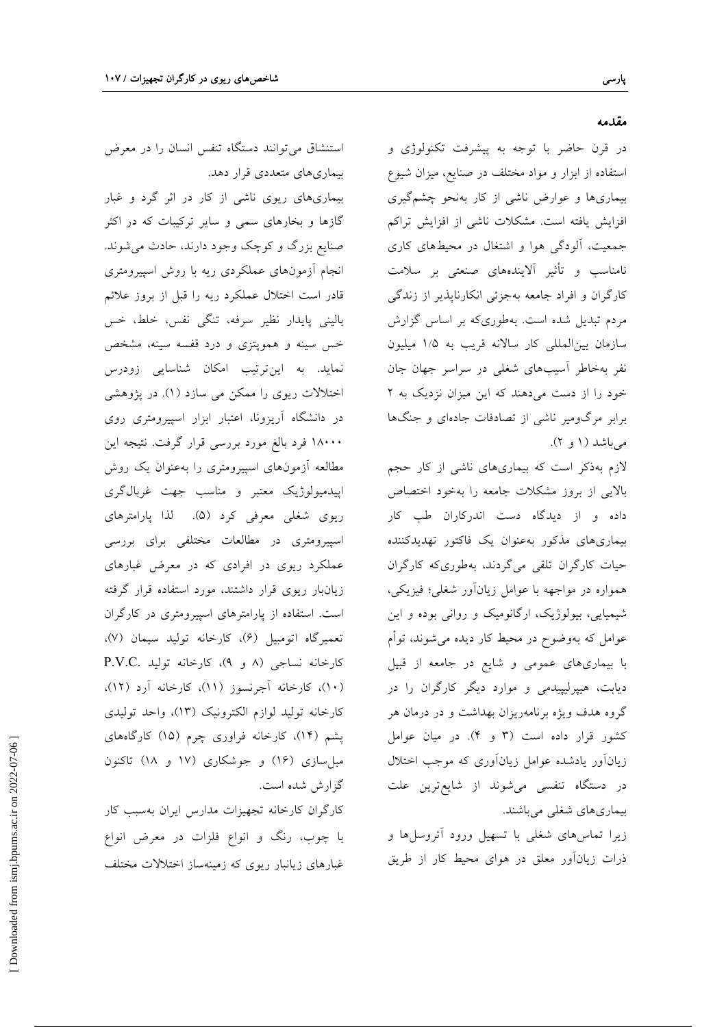## مقدمه

در قرن حاضر با توجه به پیشرفت تکنولوژی و استفاده از ابزار و مواد مختلف در صنایع، میزان شیوع بیماری‌ها و عوارض ناشی از کار به‌نحو چشم‌گیری افزایش یافته است. مشکلات ناشی از افزایش تراکم جمعیت، آلودگی هوا و اشتغال در محیط‌های کاری نامناسب و تأثیر آلاینده‌های صنعتی بر سلامت کارگران و افراد جامعه به‌جزئی انکارناپذیر از زندگی مردم تبدیل شده است. به‌طوری‌که بر اساس گزارش سازمان بین‌المللی کار سالانه قریب به ۱/۵ میلیون نفر به‌خاطر آسیب‌های شغلی در سراسر جهان جان خود را از دست می‌دهند که این میزان نزدیک به ۲ برابر مرگ‌ومیر ناشی از تصادفات جاده‌ای و جنگ‌ها می‌باشد (۱ و ۲).

لازم به‌ذکر است که بیماری‌های ناشی از کار حجم بالایی از بروز مشکلات جامعه را به‌خود اختصاص داده و از دیدگاه دست اندرکاران طب کار بیماری‌های مذکور به‌عنوان یک فاکتور تهدیدکننده حیات کارگران تلقی می‌گردند، به‌طوری‌که کارگران همواره در مواجهه با عوامل زیان‌آور شغلی؛ فیزیکی، شیمیایی، بیولوژیک، ارگانومیک و روانی بوده و این عوامل که به‌وضوح در محیط کار دیده می‌شوند، توأم با بیماری‌های عمومی و شایع در جامعه از قبیل دیابت، هیپرلیپیدمی و موارد دیگر کارگران را در گروه هدف ویژه برنامه‌ریزان بهداشت و در درمان هر کشور قرار داده است (۳ و ۴). در میان عوامل زیان‌آور یادشده عوامل زیان‌آوری که موجب اختلال در دستگاه تنفسی می‌شوند از شایع‌ترین علت بیماری‌های شغلی می‌باشند.

زیرا تماس‌های شغلی با تسهیل ورود آئروسل‌ها و ذرات زیان‌آور معلق در هوای محیط کار از طریق استنشاق می‌توانند دستگاه تنفس انسان را در معرض بیماری‌های متعددی قرار دهد.

بیماری‌های ریوی ناشی از کار در اثر گرد و غبار گازها و بخارهای سمی و سایر ترکیبات که در اکثر صنایع بزرگ و کوچک وجود دارند، حادث می‌شوند. انجام آزمون‌های عملکردی ریه با روش اسپیرومتری قادر است اختلال عملکرد ریه را قبل از بروز علائم بالینی پایدار نظیر سرفه، تنگی نفس، خلط، خس خس سینه و هموپتزی و درد قفسه سینه، مشخص نماید. به این‌ترتیب امکان شناسایی زودرس اختلالات ریوی را ممکن می سازد (۱). در پژوهشی در دانشگاه آریزونا، اعتبار ابزار اسپیرومتری روی ۱۸۰۰۰ فرد بالغ مورد بررسی قرار گرفت. نتیجه این مطالعه آزمون‌های اسپیرومتری را به‌عنوان یک روش اپیدمیولوژیک معتبر و مناسب جهت غربال‌گری ریوی شغلی معرفی کرد (۵). لذا پارامترهای اسپیرومتری در مطالعات مختلفی برای بررسی عملکرد ریوی در افرادی که در معرض غبارهای زیان‌بار ریوی قرار داشتند، مورد استفاده قرار گرفته است. استفاده از پارامترهای اسپیرومتری در کارگران تعمیرگاه اتومبیل (۶)، کارخانه تولید سیمان (۷)، کارخانه نساجی (۸ و ۹)، کارخانه تولید P.V.C. (۱۰)، کارخانه آجرنسوز (۱۱)، کارخانه آرد (۱۲)، کارخانه تولید لوازم الکترونیک (۱۳)، واحد تولیدی پشم (۱۴)، کارخانه فراوری چرم (۱۵) کارگاه‌های مبل‌سازی (۱۶) و جوشکاری (۱۷ و ۱۸) تاکنون گزارش شده است.

کارگران کارخانه تجهیزات مدارس ایران به‌سبب کار با چوب، رنگ و انواع فلزات در معرض انواع غبارهای زیانبار ریوی که زمینه‌ساز اختلالات مختلف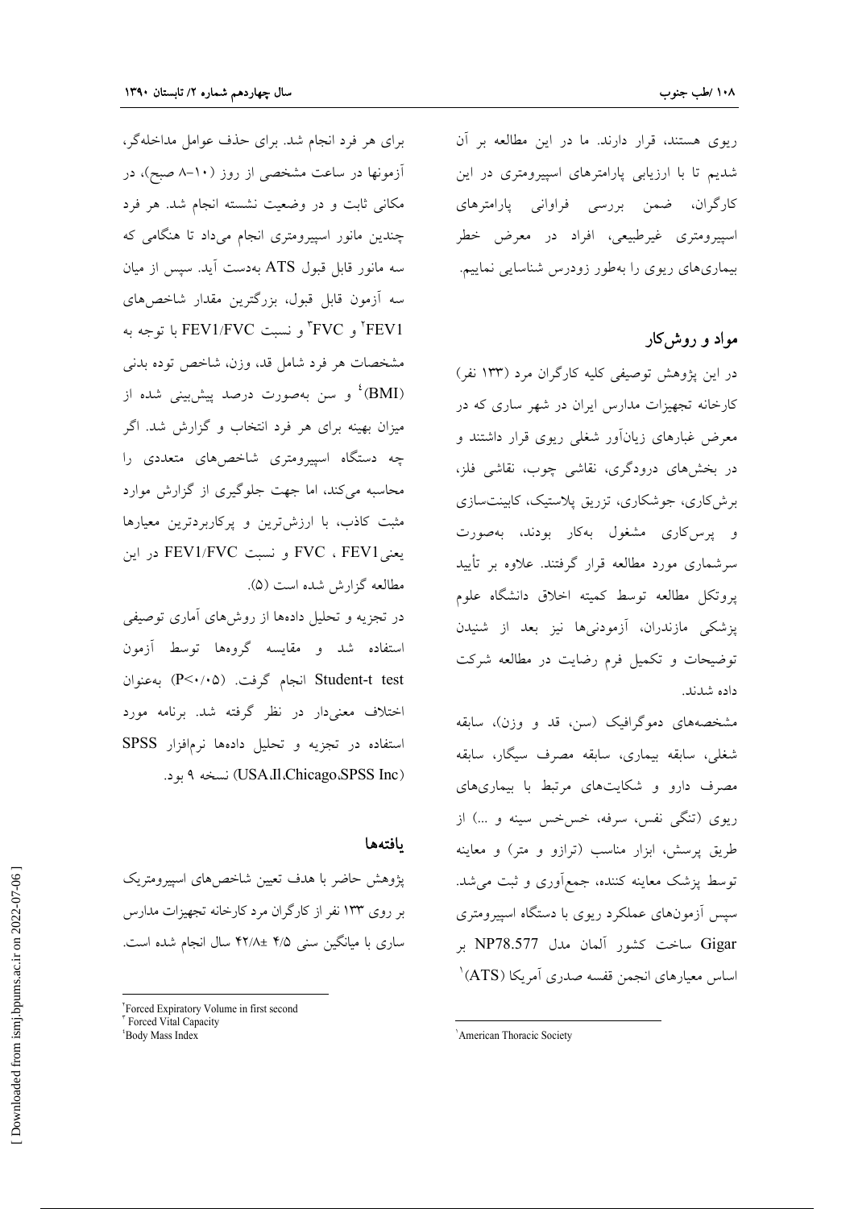ریوی هستند، قرار دارند. ما در این مطالعه بر آن شدیم تا با ارزیابی پارامترهای اسپیرومتری در این کارگران، ضمن بررسی فراوانی پارامترهای اسپیرومتری غیرطبیعی، افراد در معرض خطر بیماری‌های ریوی را به‌طور زودرس شناسایی نماییم.

## مواد و روش‌کار

در این پژوهش توصیفی کلیه کارگران مرد (۱۳۳ نفر) کارخانه تجهیزات مدارس ایران در شهر ساری که در معرض غبارهای زیان‌آور شغلی ریوی قرار داشتند و در بخش‌های درودگری، نقاشی چوب، نقاشی فلز، برش‌کاری، جوشکاری، تزریق پلاستیک، کابینت‌سازی و پرس‌کاری مشغول به‌کار بودند، به‌صورت سرشماری مورد مطالعه قرار گرفتند. علاوه بر تأیید پروتکل مطالعه توسط کمیته اخلاق دانشگاه علوم پزشکی مازندران، آزمودنی‌ها نیز بعد از شنیدن توضیحات و تکمیل فرم رضایت در مطالعه شرکت داده شدند.

مشخصه‌های دموگرافیک (سن، قد و وزن)، سابقه شغلی، سابقه بیماری، سابقه مصرف سیگار، سابقه مصرف دارو و شکایت‌های مرتبط با بیماری‌های ریوی (تنگی نفس، سرفه، خس‌خس سینه و ...) از طریق پرسش، ابزار مناسب (ترازو و متر) و معاینه توسط پزشک معاینه کننده، جمع‌آوری و ثبت می‌شد. سپس آزمون‌های عملکرد ریوی با دستگاه اسپیرومتری Gigar ساخت کشور آلمان مدل NP78.577 بر اساس معیارهای انجمن قفسه صدری آمریکا (ATS)[1] برای هر فرد انجام شد. برای حذف عوامل مداخله‌گر، آزمونها در ساعت مشخصی از روز (۱۰-۸ صبح)، در مکانی ثابت و در وضعیت نشسته انجام شد. هر فرد چندین مانور اسپیرومتری انجام می‌داد تا هنگامی که سه مانور قابل قبول ATS به‌دست آید. سپس از میان سه آزمون قابل قبول، بزرگترین مقدار شاخص‌های FEV1[2] و FVC[3] و نسبت FEV1/FVC با توجه به مشخصات هر فرد شامل قد، وزن، شاخص توده بدنی (BMI)[4] و سن به‌صورت درصد پیش‌بینی شده از میزان بهینه برای هر فرد انتخاب و گزارش شد. اگر چه دستگاه اسپیرومتری شاخص‌های متعددی را محاسبه می‌کند، اما جهت جلوگیری از گزارش موارد مثبت کاذب، با ارزش‌ترین و پرکاربردترین معیارها یعنی FEV1 ، FVC و نسبت FEV1/FVC در این مطالعه گزارش شده است (۵).

در تجزیه و تحلیل داده‌ها از روش‌های آماری توصیفی استفاده شد و مقایسه گروه‌ها توسط آزمون Student-t test انجام گرفت. ($P<0.05$) به‌عنوان اختلاف معنی‌دار در نظر گرفته شد. برنامه مورد استفاده در تجزیه و تحلیل داده‌ها نرم‌افزار SPSS (USA,Il,Chicago,SPSS Inc) نسخه ۹ بود.

## یافته‌ها

پژوهش حاضر با هدف تعیین شاخص‌های اسپیرومتریک بر روی ۱۳۳ نفر از کارگران مرد کارخانه تجهیزات مدارس ساری با میانگین سنی ۴/۵ ± ۴۲/۸ سال انجام شده است.

---

[1] American Thoracic Society

[2] Forced Expiratory Volume in first second

[3] Forced Vital Capacity

[4] Body Mass Index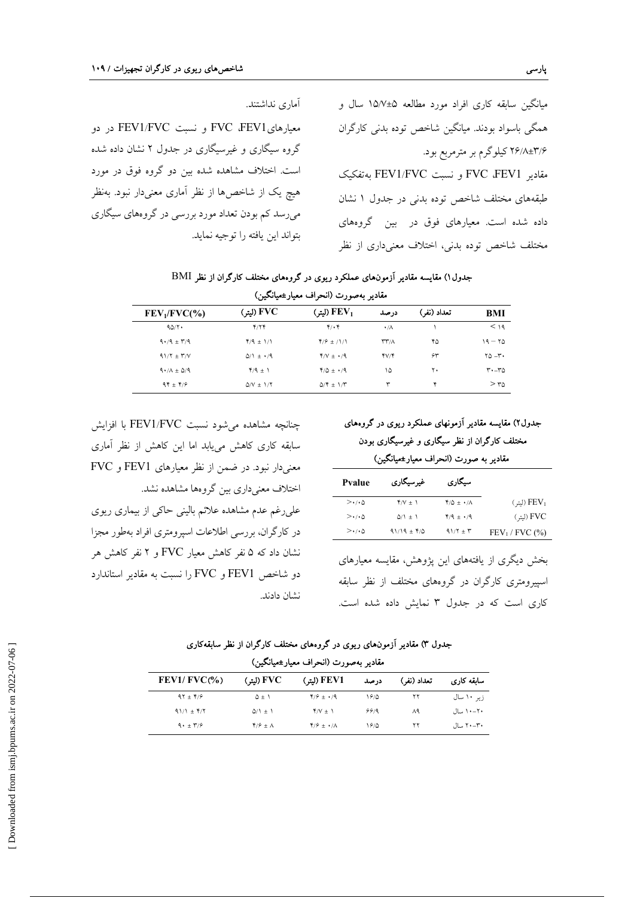میانگین سابقه کاری افراد مورد مطالعه ۵±۱۵/۷ سال و همگی باسواد بودند. میانگین شاخص توده بدنی کارگران ۲۶/۸±۳/۶ کیلوگرم بر مترمربع بود.

مقادیر FEV1، FVC و نسبت FEV1/FVC به‌تفکیک طبقه‌های مختلف شاخص توده بدنی در جدول ۱ نشان داده شده است. معیارهای فوق در بین گروه‌های مختلف شاخص توده بدنی، اختلاف معنی‌داری از نظر آماری نداشتند.

معیارهای FEV1، FVC و نسبت FEV1/FVC در دو گروه سیگاری و غیرسیگاری در جدول ۲ نشان داده شده است. اختلاف مشاهده شده بین دو گروه فوق در مورد هیچ یک از شاخص‌ها از نظر آماری معنی‌دار نبود. به‌نظر می‌رسد کم بودن تعداد مورد بررسی در گروه‌های سیگاری بتواند این یافته را توجیه نماید.

جدول۱) مقایسه مقادیر آزمون‌های عملکرد ریوی در گروه‌های مختلف کارگران از نظر BMI

مقادیر به‌صورت (انحراف معیار±میانگین)

| BMI | تعداد (نفر) | درصد | $FEV_1$ (لیتر) | FVC (لیتر) | $FEV_1/FVC(\%)$ |
|---|---|---|---|---|---|
| < ۱۹ | ۱ | ۰/۸ | ۴/۰۴ | ۴/۲۴ | ۹۵/۲۰ |
| ۱۹ − ۲۵ | ۴۵ | ۳۳/۸ | ۴/۶ ± ۱/۱ | ۴/۹ ± ۱/۱ | ۹۰/۹ ± ۳/۹ |
| ۲۵ −۳۰ | ۶۳ | ۴۷/۴ | ۴/۷ ± ۰/۹ | ۵/۱ ± ۰/۹ | ۹۱/۲ ± ۳/۷ |
| ۳۰−۳۵ | ۲۰ | ۱۵ | ۴/۵ ± ۰/۹ | ۴/۹ ± ۱ | ۹۰/۸ ± ۵/۹ |
| > ۳۵ | ۴ | ۳ | ۵/۴ ± ۱/۳ | ۵/۷ ± ۱/۲ | ۹۴ ± ۴/۶ |

جدول۲) مقایسه مقادیر آزمونهای عملکرد ریوی در گروه‌های مختلف کارگران از نظر سیگاری و غیرسیگاری بودن

مقادیر به صورت (انحراف معیار±میانگین)

| | سیگاری | غیرسیگاری | Pvalue |
|---|---|---|---|
| $FEV_1$ (لیتر) | ۴/۵ ± ۰/۸ | ۴/۷ ± ۱ | >۰/۰۵ |
| FVC (لیتر) | ۴/۹ ± ۰/۹ | ۵/۱ ± ۱ | >۰/۰۵ |
| $FEV_1$ / FVC (%) | ۹۱/۲ ± ۳ | ۹۱/۱۹ ± ۴/۵ | >۰/۰۵ |

بخش دیگری از یافته‌های این پژوهش، مقایسه معیارهای اسپیرومتری کارگران در گروه‌های مختلف از نظر سابقه کاری است که در جدول ۳ نمایش داده شده است.

چنانچه مشاهده می‌شود نسبت FEV1/FVC با افزایش سابقه کاری کاهش می‌یابد اما این کاهش از نظر آماری معنی‌دار نبود. در ضمن از نظر معیارهای FEV1 و FVC اختلاف معنی‌داری بین گروه‌ها مشاهده نشد.

علی‌رغم عدم مشاهده علائم بالینی حاکی از بیماری ریوی در کارگران، بررسی اطلاعات اسپیرومتری افراد به‌طور مجزا نشان داد که ۵ نفر کاهش معیار FVC و ۲ نفر کاهش هر دو شاخص FEV1 و FVC را نسبت به مقادیر استاندارد نشان دادند.

جدول ۳) مقادیر آزمون‌های ریوی در گروه‌های مختلف کارگران از نظر سابقه‌کاری

مقادیر به‌صورت (انحراف معیار±میانگین)

| سابقه کاری | تعداد (نفر) | درصد | FEV1 (لیتر) | FVC (لیتر) | FEV1/ FVC(%) |
|---|---|---|---|---|---|
| زیر ۱۰ سال | ۲۲ | ۱۶/۵ | ۴/۶ ± ۰/۹ | ۵ ± ۱ | ۹۲ ± ۴/۶ |
| ۱۰−۲۰ سال | ۸۹ | ۶۶/۹ | ۴/۷ ± ۱ | ۵/۱ ± ۱ | ۹۱/۱ ± ۴/۲ |
| ۲۰−۳۰ سال | ۲۲ | ۱۶/۵ | ۴/۶ ± ۰/۸ | ۴/۶ ± ۸ | ۹۰ ± ۳/۶ |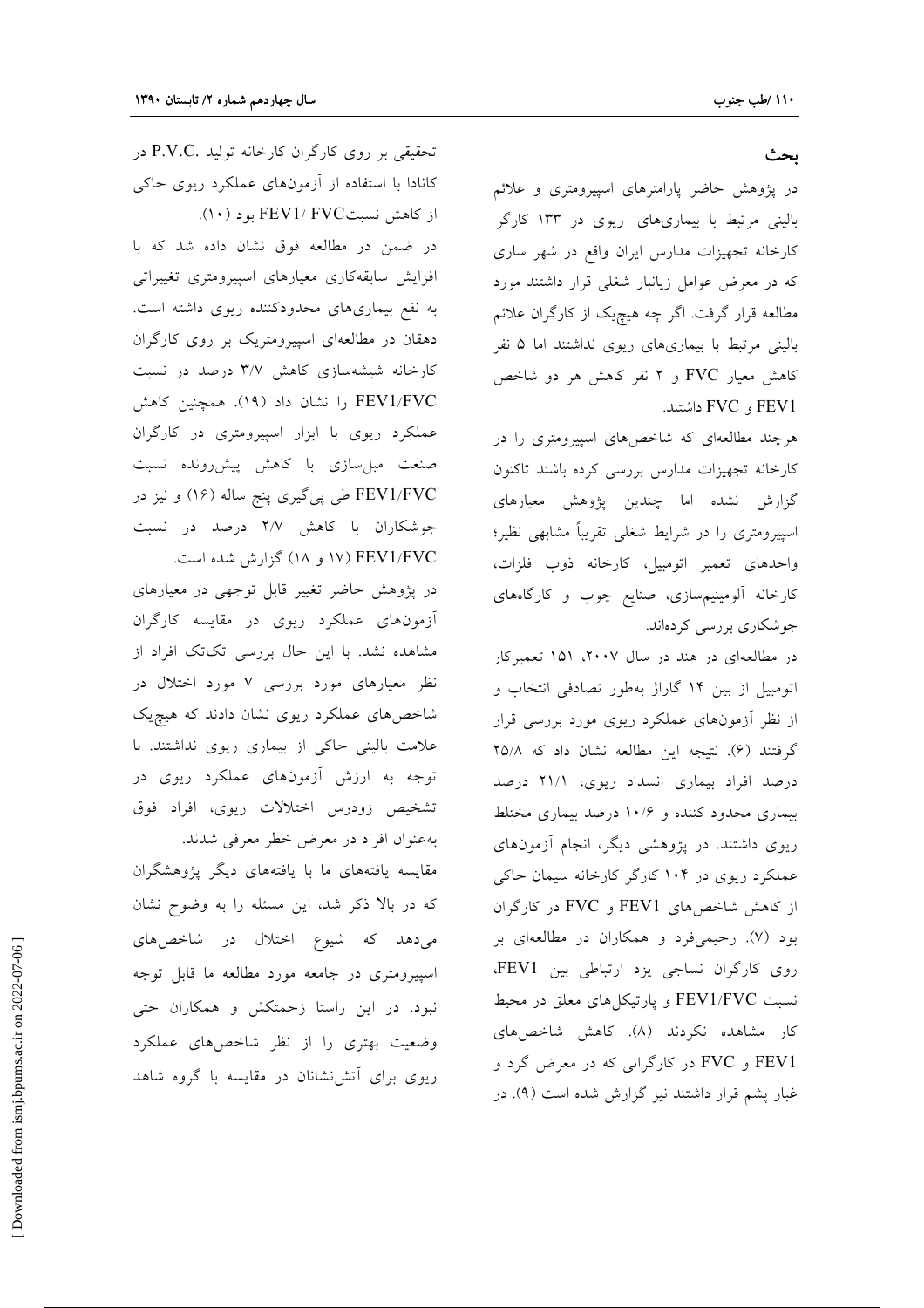## بحث

در پژوهش حاضر پارامترهای اسپیرومتری و علائم بالینی مرتبط با بیماری‌های ریوی در ۱۳۳ کارگر کارخانه تجهیزات مدارس ایران واقع در شهر ساری که در معرض عوامل زیانبار شغلی قرار داشتند مورد مطالعه قرار گرفت. اگر چه هیچ‌یک از کارگران علائم بالینی مرتبط با بیماری‌های ریوی نداشتند اما ۵ نفر کاهش معیار FVC و ۲ نفر کاهش هر دو شاخص FEV1 و FVC داشتند.

هرچند مطالعه‌ای که شاخص‌های اسپیرومتری را در کارخانه تجهیزات مدارس بررسی کرده باشند تاکنون گزارش نشده اما چندین پژوهش معیارهای اسپیرومتری را در شرایط شغلی تقریباً مشابهی نظیر؛ واحدهای تعمیر اتومبیل، کارخانه ذوب فلزات، کارخانه آلومینیم‌سازی، صنایع چوب و کارگاه‌های جوشکاری بررسی کرده‌اند.

در مطالعه‌ای در هند در سال ۲۰۰۷، ۱۵۱ تعمیرکار اتومبیل از بین ۱۴ گاراژ به‌طور تصادفی انتخاب و از نظر آزمون‌های عملکرد ریوی مورد بررسی قرار گرفتند (۶). نتیجه این مطالعه نشان داد که ۲۵/۸ درصد افراد بیماری انسداد ریوی، ۲۱/۱ درصد بیماری محدود کننده و ۱۰/۶ درصد بیماری مختلط ریوی داشتند. در پژوهشی دیگر، انجام آزمون‌های عملکرد ریوی در ۱۰۴ کارگر کارخانه سیمان حاکی از کاهش شاخص‌های FEV1 و FVC در کارگران بود (۷). رحیمی‌فرد و همکاران در مطالعه‌ای بر روی کارگران نساجی یزد ارتباطی بین FEV1، نسبت FEV1/FVC و پارتیکل‌های معلق در محیط کار مشاهده نکردند (۸). کاهش شاخص‌های FEV1 و FVC در کارگرانی که در معرض گرد و غبار پشم قرار داشتند نیز گزارش شده است (۹). در تحقیقی بر روی کارگران کارخانه تولید .P.V.C در کانادا با استفاده از آزمون‌های عملکرد ریوی حاکی از کاهش نسبتFEV1/ FVC بود (۱۰).

در ضمن در مطالعه فوق نشان داده شد که با افزایش سابقه‌کاری معیارهای اسپیرومتری تغییراتی به نفع بیماری‌های محدودکننده ریوی داشته است. دهقان در مطالعه‌ای اسپیرومتریک بر روی کارگران کارخانه شیشه‌سازی کاهش ۳/۷ درصد در نسبت FEV1/FVC را نشان داد (۱۹). همچنین کاهش عملکرد ریوی با ابزار اسپیرومتری در کارگران صنعت مبل‌سازی با کاهش پیش‌رونده نسبت FEV1/FVC طی پی‌گیری پنج ساله (۱۶) و نیز در جوشکاران با کاهش ۲/۷ درصد در نسبت FEV1/FVC (۱۷ و ۱۸) گزارش شده است.

در پژوهش حاضر تغییر قابل توجهی در معیارهای آزمون‌های عملکرد ریوی در مقایسه کارگران مشاهده نشد. با این حال بررسی تک‌تک افراد از نظر معیارهای مورد بررسی ۷ مورد اختلال در شاخص‌های عملکرد ریوی نشان دادند که هیچ‌یک علامت بالینی حاکی از بیماری ریوی نداشتند. با توجه به ارزش آزمون‌های عملکرد ریوی در تشخیص زودرس اختلالات ریوی، افراد فوق به‌عنوان افراد در معرض خطر معرفی شدند.

مقایسه یافته‌های ما با یافته‌های دیگر پژوهشگران که در بالا ذکر شد، این مسئله را به وضوح نشان می‌دهد که شیوع اختلال در شاخص‌های اسپیرومتری در جامعه مورد مطالعه ما قابل توجه نبود. در این راستا زحمتکش و همکاران حتی وضعیت بهتری را از نظر شاخص‌های عملکرد ریوی برای آتش‌نشانان در مقایسه با گروه شاهد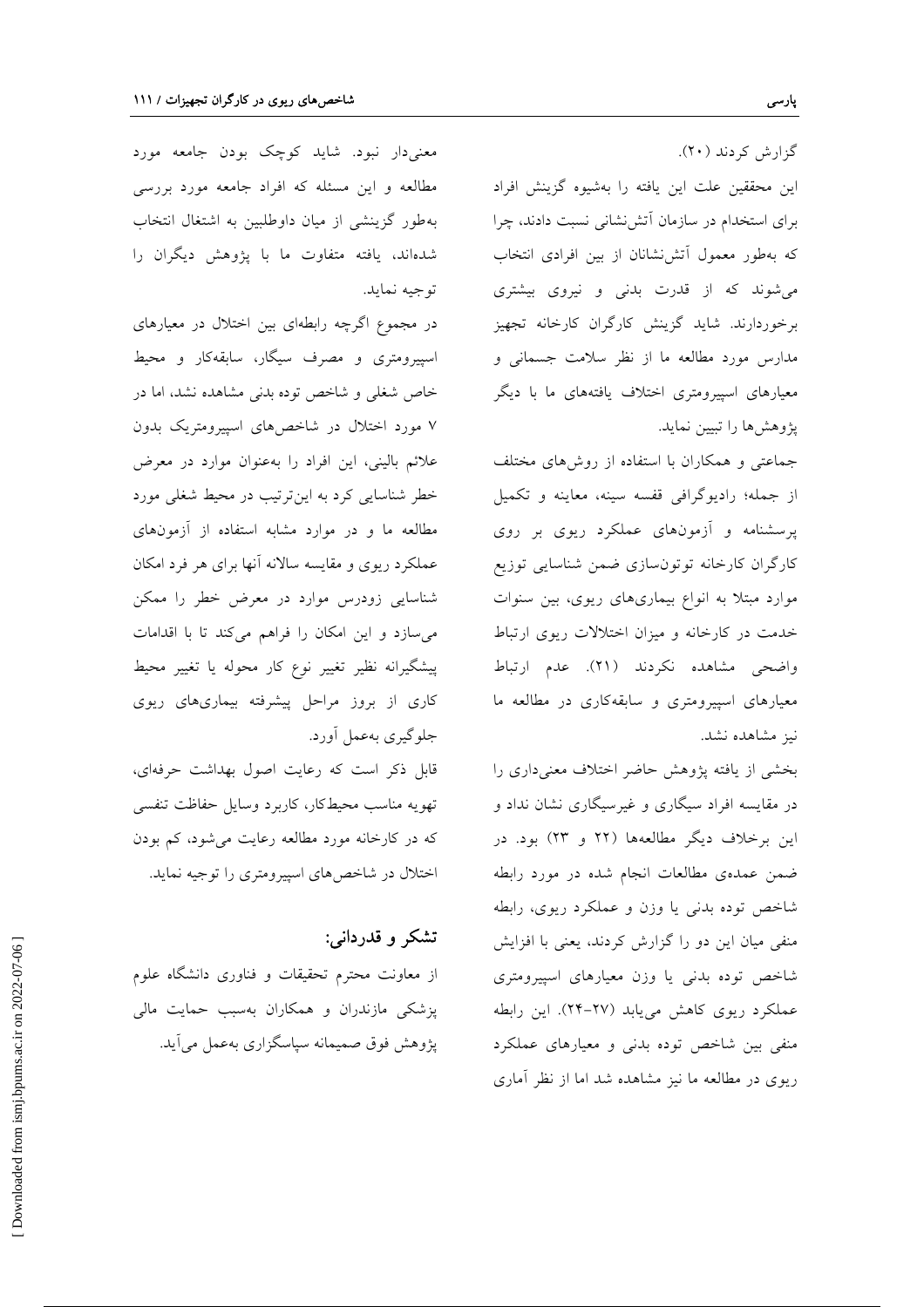گزارش کردند (۲۰).

این محققین علت این یافته را به‌شیوه گزینش افراد برای استخدام در سازمان آتش‌نشانی نسبت دادند، چرا که به‌طور معمول آتش‌نشانان از بین افرادی انتخاب می‌شوند که از قدرت بدنی و نیروی بیشتری برخوردارند. شاید گزینش کارگران کارخانه تجهیز مدارس مورد مطالعه ما از نظر سلامت جسمانی و معیارهای اسپیرومتری اختلاف یافته‌های ما با دیگر پژوهش‌ها را تبیین نماید.

جماعتی و همکاران با استفاده از روش‌های مختلف از جمله؛ رادیوگرافی قفسه سینه، معاینه و تکمیل پرسشنامه و آزمون‌های عملکرد ریوی بر روی کارگران کارخانه توتون‌سازی ضمن شناسایی توزیع موارد مبتلا به انواع بیماری‌های ریوی، بین سنوات خدمت در کارخانه و میزان اختلالات ریوی ارتباط واضحی مشاهده نکردند (۲۱). عدم ارتباط معیارهای اسپیرومتری و سابقه‌کاری در مطالعه ما نیز مشاهده نشد.

بخشی از یافته پژوهش حاضر اختلاف معنی‌داری را در مقایسه افراد سیگاری و غیرسیگاری نشان نداد و این برخلاف دیگر مطالعه‌ها (۲۲ و ۲۳) بود. در ضمن عمده‌ی مطالعات انجام شده در مورد رابطه شاخص توده بدنی یا وزن و عملکرد ریوی، رابطه منفی میان این دو را گزارش کردند، یعنی با افزایش شاخص توده بدنی یا وزن معیارهای اسپیرومتری عملکرد ریوی کاهش می‌یابد (۲۷-۲۴). این رابطه منفی بین شاخص توده بدنی و معیارهای عملکرد ریوی در مطالعه ما نیز مشاهده شد اما از نظر آماری معنی‌دار نبود. شاید کوچک بودن جامعه مورد مطالعه و این مسئله که افراد جامعه مورد بررسی به‌طور گزینشی از میان داوطلبین به اشتغال انتخاب شده‌اند، یافته متفاوت ما با پژوهش دیگران را توجیه نماید.

در مجموع اگرچه رابطه‌ای بین اختلال در معیارهای اسپیرومتری و مصرف سیگار، سابقه‌کار و محیط خاص شغلی و شاخص توده بدنی مشاهده نشد، اما در ۷ مورد اختلال در شاخص‌های اسپیرومتریک بدون علائم بالینی، این افراد را به‌عنوان موارد در معرض خطر شناسایی کرد به این‌ترتیب در محیط شغلی مورد مطالعه ما و در موارد مشابه استفاده از آزمون‌های عملکرد ریوی و مقایسه سالانه آنها برای هر فرد امکان شناسایی زودرس موارد در معرض خطر را ممکن می‌سازد و این امکان را فراهم می‌کند تا با اقدامات پیشگیرانه نظیر تغییر نوع کار محوله یا تغییر محیط کاری از بروز مراحل پیشرفته بیماری‌های ریوی جلوگیری به‌عمل آورد.

قابل ذکر است که رعایت اصول بهداشت حرفه‌ای، تهویه مناسب محیط‌کار، کاربرد وسایل حفاظت تنفسی که در کارخانه مورد مطالعه رعایت می‌شود، کم بودن اختلال در شاخص‌های اسپیرومتری را توجیه نماید.

## تشکر و قدردانی:

از معاونت محترم تحقیقات و فناوری دانشگاه علوم پزشکی مازندران و همکاران به‌سبب حمایت مالی پژوهش فوق صمیمانه سپاسگزاری به‌عمل می‌آید.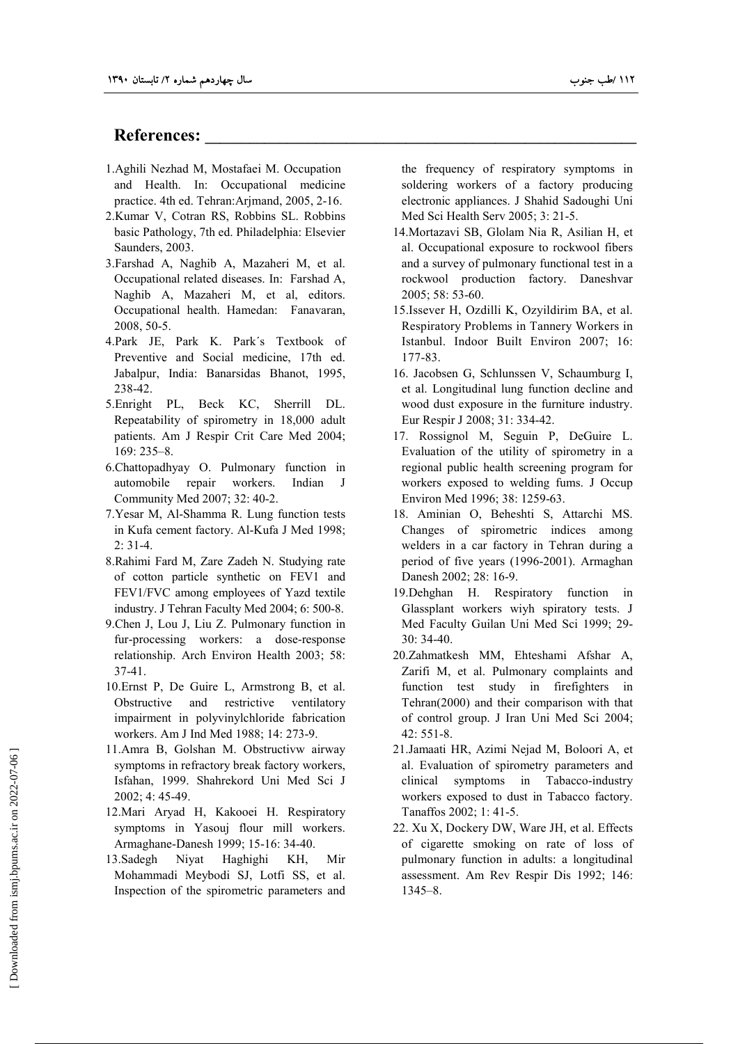## References:

1. Aghili Nezhad M, Mostafaei M. Occupation and Health. In: Occupational medicine practice. 4th ed. Tehran:Arjmand, 2005, 2-16.
2. Kumar V, Cotran RS, Robbins SL. Robbins basic Pathology, 7th ed. Philadelphia: Elsevier Saunders, 2003.
3. Farshad A, Naghib A, Mazaheri M, et al. Occupational related diseases. In: Farshad A, Naghib A, Mazaheri M, et al, editors. Occupational health. Hamedan: Fanavaran, 2008, 50-5.
4. Park JE, Park K. Park´s Textbook of Preventive and Social medicine, 17th ed. Jabalpur, India: Banarsidas Bhanot, 1995, 238-42.
5. Enright PL, Beck KC, Sherrill DL. Repeatability of spirometry in 18,000 adult patients. Am J Respir Crit Care Med 2004; 169: 235–8.
6. Chattopadhyay O. Pulmonary function in automobile repair workers. Indian J Community Med 2007; 32: 40-2.
7. Yesar M, Al-Shamma R. Lung function tests in Kufa cement factory. Al-Kufa J Med 1998; 2: 31-4.
8. Rahimi Fard M, Zare Zadeh N. Studying rate of cotton particle synthetic on FEV1 and FEV1/FVC among employees of Yazd textile industry. J Tehran Faculty Med 2004; 6: 500-8.
9. Chen J, Lou J, Liu Z. Pulmonary function in fur-processing workers: a dose-response relationship. Arch Environ Health 2003; 58: 37-41.
10. Ernst P, De Guire L, Armstrong B, et al. Obstructive and restrictive ventilatory impairment in polyvinylchloride fabrication workers. Am J Ind Med 1988; 14: 273-9.
11. Amra B, Golshan M. Obstructivw airway symptoms in refractory break factory workers, Isfahan, 1999. Shahrekord Uni Med Sci J 2002; 4: 45-49.
12. Mari Aryad H, Kakooei H. Respiratory symptoms in Yasouj flour mill workers. Armaghane-Danesh 1999; 15-16: 34-40.
13. Sadegh Niyat Haghighi KH, Mir Mohammadi Meybodi SJ, Lotfi SS, et al. Inspection of the spirometric parameters and the frequency of respiratory symptoms in soldering workers of a factory producing electronic appliances. J Shahid Sadoughi Uni Med Sci Health Serv 2005; 3: 21-5.
14. Mortazavi SB, Glolam Nia R, Asilian H, et al. Occupational exposure to rockwool fibers and a survey of pulmonary functional test in a rockwool production factory. Daneshvar 2005; 58: 53-60.
15. Issever H, Ozdilli K, Ozyildirim BA, et al. Respiratory Problems in Tannery Workers in Istanbul. Indoor Built Environ 2007; 16: 177-83.
16. Jacobsen G, Schlunssen V, Schaumburg I, et al. Longitudinal lung function decline and wood dust exposure in the furniture industry. Eur Respir J 2008; 31: 334-42.
17. Rossignol M, Seguin P, DeGuire L. Evaluation of the utility of spirometry in a regional public health screening program for workers exposed to welding fums. J Occup Environ Med 1996; 38: 1259-63.
18. Aminian O, Beheshti S, Attarchi MS. Changes of spirometric indices among welders in a car factory in Tehran during a period of five years (1996-2001). Armaghan Danesh 2002; 28: 16-9.
19. Dehghan H. Respiratory function in Glassplant workers wiyh spiratory tests. J Med Faculty Guilan Uni Med Sci 1999; 29-30: 34-40.
20. Zahmatkesh MM, Ehteshami Afshar A, Zarifi M, et al. Pulmonary complaints and function test study in firefighters in Tehran(2000) and their comparison with that of control group. J Iran Uni Med Sci 2004; 42: 551-8.
21. Jamaati HR, Azimi Nejad M, Boloori A, et al. Evaluation of spirometry parameters and clinical symptoms in Tabacco-industry workers exposed to dust in Tabacco factory. Tanaffos 2002; 1: 41-5.
22. Xu X, Dockery DW, Ware JH, et al. Effects of cigarette smoking on rate of loss of pulmonary function in adults: a longitudinal assessment. Am Rev Respir Dis 1992; 146: 1345–8.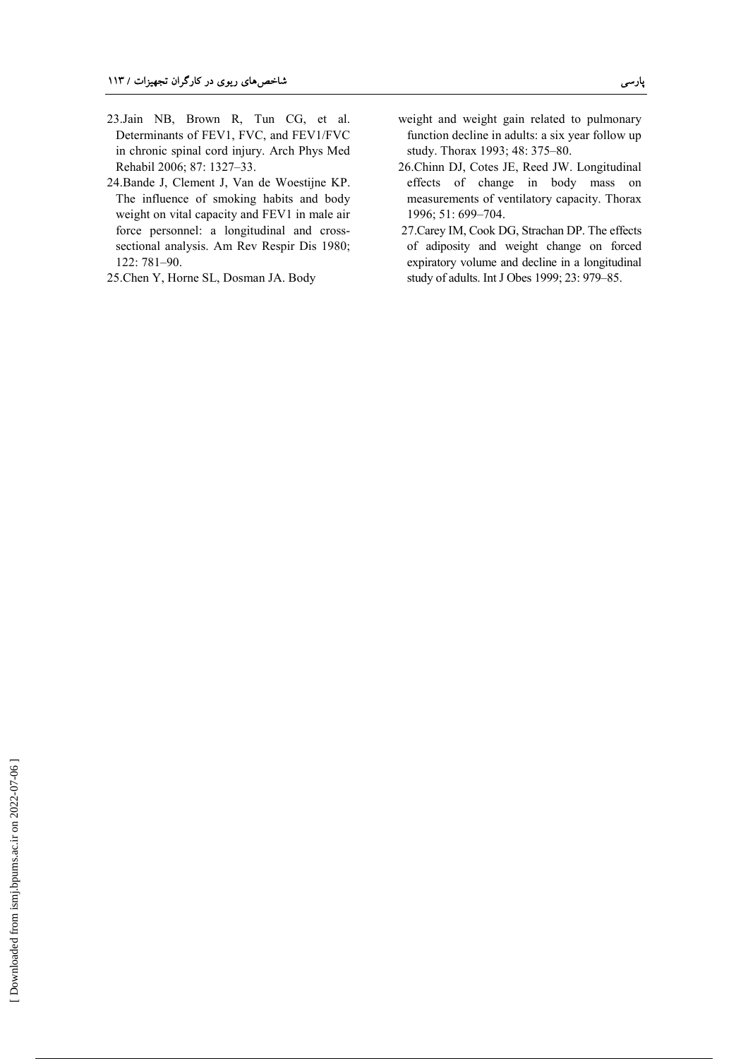23.Jain NB, Brown R, Tun CG, et al. Determinants of FEV1, FVC, and FEV1/FVC in chronic spinal cord injury. Arch Phys Med Rehabil 2006; 87: 1327–33.

24.Bande J, Clement J, Van de Woestijne KP. The influence of smoking habits and body weight on vital capacity and FEV1 in male air force personnel: a longitudinal and cross-sectional analysis. Am Rev Respir Dis 1980; 122: 781–90.

25.Chen Y, Horne SL, Dosman JA. Body weight and weight gain related to pulmonary function decline in adults: a six year follow up study. Thorax 1993; 48: 375–80.

26.Chinn DJ, Cotes JE, Reed JW. Longitudinal effects of change in body mass on measurements of ventilatory capacity. Thorax 1996; 51: 699–704.

27.Carey IM, Cook DG, Strachan DP. The effects of adiposity and weight change on forced expiratory volume and decline in a longitudinal study of adults. Int J Obes 1999; 23: 979–85.